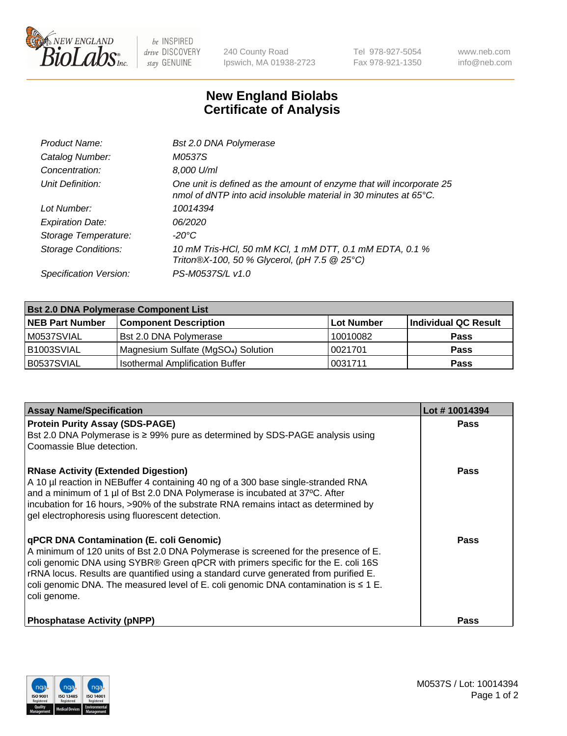New England BioLabs Inc. — be INSPIRED drive DISCOVERY stay GENUINE

240 County Road
Ipswich, MA 01938-2723

Tel 978-927-5054
Fax 978-921-1350

www.neb.com
info@neb.com

# New England Biolabs Certificate of Analysis

| | |
|---|---|
| *Product Name:* | *Bst 2.0 DNA Polymerase* |
| *Catalog Number:* | *M0537S* |
| *Concentration:* | *8,000 U/ml* |
| *Unit Definition:* | *One unit is defined as the amount of enzyme that will incorporate 25 nmol of dNTP into acid insoluble material in 30 minutes at 65°C.* |
| *Lot Number:* | *10014394* |
| *Expiration Date:* | *06/2020* |
| *Storage Temperature:* | *-20°C* |
| *Storage Conditions:* | *10 mM Tris-HCl, 50 mM KCl, 1 mM DTT, 0.1 mM EDTA, 0.1 % Triton®X-100, 50 % Glycerol, (pH 7.5 @ 25°C)* |
| *Specification Version:* | *PS-M0537S/L v1.0* |

| **Bst 2.0 DNA Polymerase Component List** | | | |
|---|---|---|---|
| **NEB Part Number** | **Component Description** | **Lot Number** | **Individual QC Result** |
| M0537SVIAL | Bst 2.0 DNA Polymerase | 10010082 | **Pass** |
| B1003SVIAL | Magnesium Sulfate ($MgSO_4$) Solution | 0021701 | **Pass** |
| B0537SVIAL | Isothermal Amplification Buffer | 0031711 | **Pass** |

| **Assay Name/Specification** | **Lot # 10014394** |
|---|---|
| **Protein Purity Assay (SDS-PAGE)** Bst 2.0 DNA Polymerase is ≥ 99% pure as determined by SDS-PAGE analysis using Coomassie Blue detection. | **Pass** |
| **RNase Activity (Extended Digestion)** A 10 µl reaction in NEBuffer 4 containing 40 ng of a 300 base single-stranded RNA and a minimum of 1 µl of Bst 2.0 DNA Polymerase is incubated at 37ºC. After incubation for 16 hours, >90% of the substrate RNA remains intact as determined by gel electrophoresis using fluorescent detection. | **Pass** |
| **qPCR DNA Contamination (E. coli Genomic)** A minimum of 120 units of Bst 2.0 DNA Polymerase is screened for the presence of E. coli genomic DNA using SYBR® Green qPCR with primers specific for the E. coli 16S rRNA locus. Results are quantified using a standard curve generated from purified E. coli genomic DNA. The measured level of E. coli genomic DNA contamination is ≤ 1 E. coli genome. | **Pass** |
| **Phosphatase Activity (pNPP)** | **Pass** |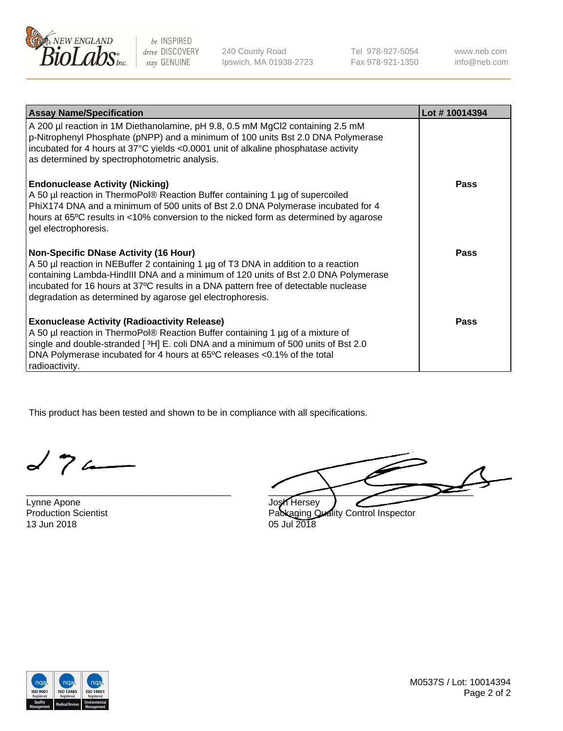| Assay Name/Specification | Lot # 10014394 |
| --- | --- |
| A 200 µl reaction in 1M Diethanolamine, pH 9.8, 0.5 mM $MgCl_2$ containing 2.5 mM p-Nitrophenyl Phosphate (pNPP) and a minimum of 100 units Bst 2.0 DNA Polymerase incubated for 4 hours at 37°C yields <0.0001 unit of alkaline phosphatase activity as determined by spectrophotometric analysis. | |
| **Endonuclease Activity (Nicking)**<br>A 50 µl reaction in ThermoPol® Reaction Buffer containing 1 µg of supercoiled PhiX174 DNA and a minimum of 500 units of Bst 2.0 DNA Polymerase incubated for 4 hours at 65ºC results in <10% conversion to the nicked form as determined by agarose gel electrophoresis. | **Pass** |
| **Non-Specific DNase Activity (16 Hour)**<br>A 50 µl reaction in NEBuffer 2 containing 1 µg of T3 DNA in addition to a reaction containing Lambda-HindIII DNA and a minimum of 120 units of Bst 2.0 DNA Polymerase incubated for 16 hours at 37ºC results in a DNA pattern free of detectable nuclease degradation as determined by agarose gel electrophoresis. | **Pass** |
| **Exonuclease Activity (Radioactivity Release)**<br>A 50 µl reaction in ThermoPol® Reaction Buffer containing 1 µg of a mixture of single and double-stranded [ $^3$H] E. coli DNA and a minimum of 500 units of Bst 2.0 DNA Polymerase incubated for 4 hours at 65ºC releases <0.1% of the total radioactivity. | **Pass** |

This product has been tested and shown to be in compliance with all specifications.

Lynne Apone
Production Scientist
13 Jun 2018

Josh Hersey
Packaging Quality Control Inspector
05 Jul 2018

M0537S / Lot: 10014394